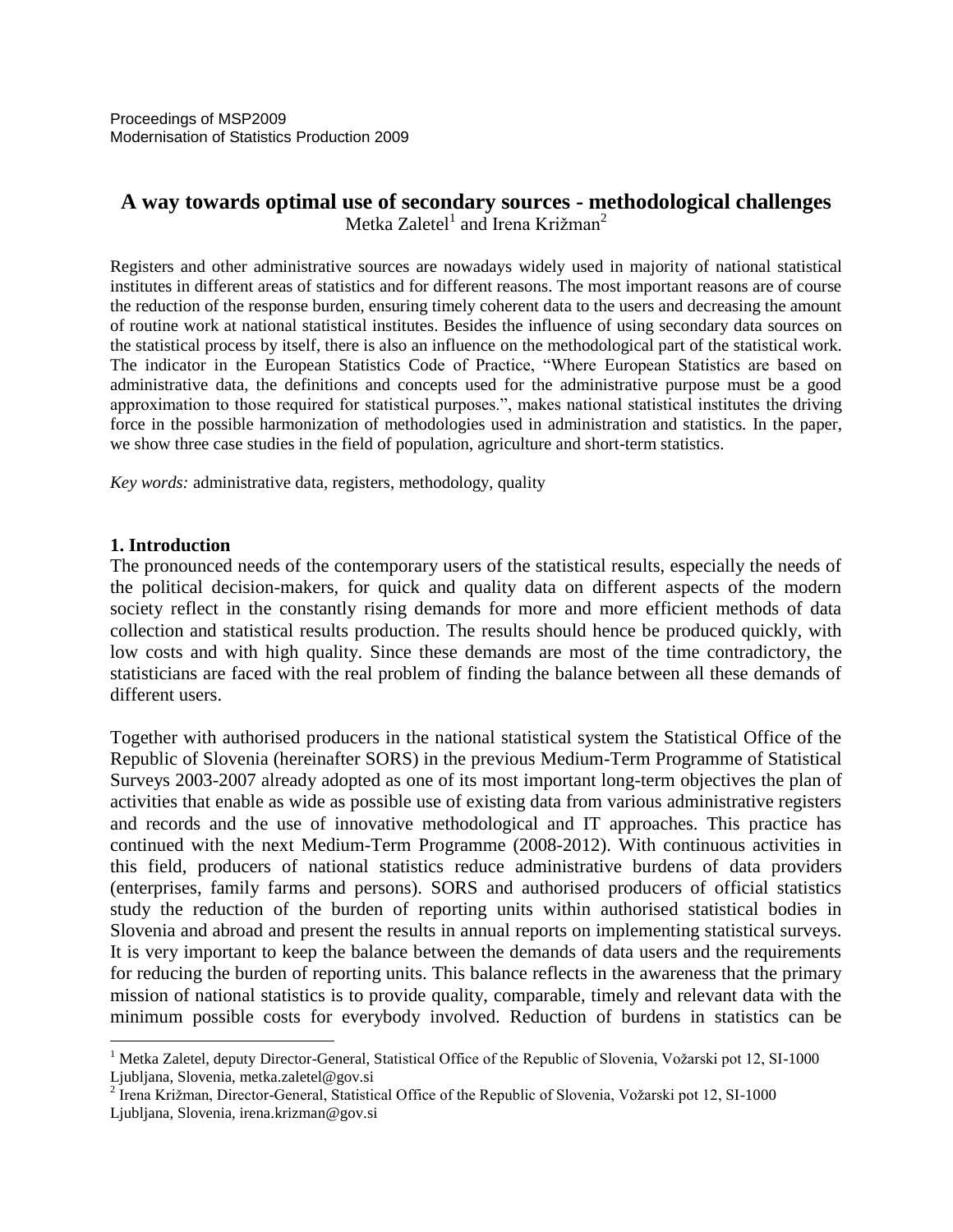Proceedings of MSP2009
Modernisation of Statistics Production 2009

# A way towards optimal use of secondary sources - methodological challenges

Metka Zaletel[1] and Irena Križman[2]

Registers and other administrative sources are nowadays widely used in majority of national statistical institutes in different areas of statistics and for different reasons. The most important reasons are of course the reduction of the response burden, ensuring timely coherent data to the users and decreasing the amount of routine work at national statistical institutes. Besides the influence of using secondary data sources on the statistical process by itself, there is also an influence on the methodological part of the statistical work. The indicator in the European Statistics Code of Practice, "Where European Statistics are based on administrative data, the definitions and concepts used for the administrative purpose must be a good approximation to those required for statistical purposes.", makes national statistical institutes the driving force in the possible harmonization of methodologies used in administration and statistics. In the paper, we show three case studies in the field of population, agriculture and short-term statistics.

*Key words:* administrative data, registers, methodology, quality

## 1. Introduction

The pronounced needs of the contemporary users of the statistical results, especially the needs of the political decision-makers, for quick and quality data on different aspects of the modern society reflect in the constantly rising demands for more and more efficient methods of data collection and statistical results production. The results should hence be produced quickly, with low costs and with high quality. Since these demands are most of the time contradictory, the statisticians are faced with the real problem of finding the balance between all these demands of different users.

Together with authorised producers in the national statistical system the Statistical Office of the Republic of Slovenia (hereinafter SORS) in the previous Medium-Term Programme of Statistical Surveys 2003-2007 already adopted as one of its most important long-term objectives the plan of activities that enable as wide as possible use of existing data from various administrative registers and records and the use of innovative methodological and IT approaches. This practice has continued with the next Medium-Term Programme (2008-2012). With continuous activities in this field, producers of national statistics reduce administrative burdens of data providers (enterprises, family farms and persons). SORS and authorised producers of official statistics study the reduction of the burden of reporting units within authorised statistical bodies in Slovenia and abroad and present the results in annual reports on implementing statistical surveys. It is very important to keep the balance between the demands of data users and the requirements for reducing the burden of reporting units. This balance reflects in the awareness that the primary mission of national statistics is to provide quality, comparable, timely and relevant data with the minimum possible costs for everybody involved. Reduction of burdens in statistics can be

---

[1] Metka Zaletel, deputy Director-General, Statistical Office of the Republic of Slovenia, Vožarski pot 12, SI-1000 Ljubljana, Slovenia, metka.zaletel@gov.si

[2] Irena Križman, Director-General, Statistical Office of the Republic of Slovenia, Vožarski pot 12, SI-1000 Ljubljana, Slovenia, irena.krizman@gov.si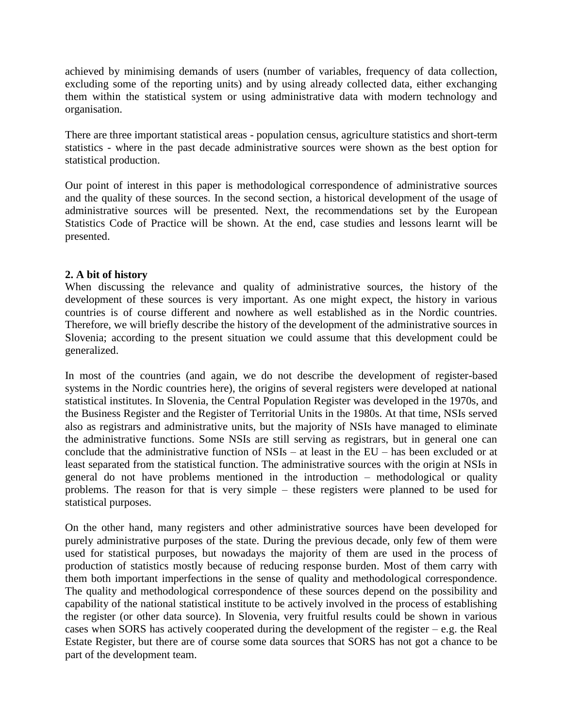achieved by minimising demands of users (number of variables, frequency of data collection, excluding some of the reporting units) and by using already collected data, either exchanging them within the statistical system or using administrative data with modern technology and organisation.

There are three important statistical areas - population census, agriculture statistics and short-term statistics - where in the past decade administrative sources were shown as the best option for statistical production.

Our point of interest in this paper is methodological correspondence of administrative sources and the quality of these sources. In the second section, a historical development of the usage of administrative sources will be presented. Next, the recommendations set by the European Statistics Code of Practice will be shown. At the end, case studies and lessons learnt will be presented.

## 2. A bit of history

When discussing the relevance and quality of administrative sources, the history of the development of these sources is very important. As one might expect, the history in various countries is of course different and nowhere as well established as in the Nordic countries. Therefore, we will briefly describe the history of the development of the administrative sources in Slovenia; according to the present situation we could assume that this development could be generalized.

In most of the countries (and again, we do not describe the development of register-based systems in the Nordic countries here), the origins of several registers were developed at national statistical institutes. In Slovenia, the Central Population Register was developed in the 1970s, and the Business Register and the Register of Territorial Units in the 1980s. At that time, NSIs served also as registrars and administrative units, but the majority of NSIs have managed to eliminate the administrative functions. Some NSIs are still serving as registrars, but in general one can conclude that the administrative function of NSIs – at least in the EU – has been excluded or at least separated from the statistical function. The administrative sources with the origin at NSIs in general do not have problems mentioned in the introduction – methodological or quality problems. The reason for that is very simple – these registers were planned to be used for statistical purposes.

On the other hand, many registers and other administrative sources have been developed for purely administrative purposes of the state. During the previous decade, only few of them were used for statistical purposes, but nowadays the majority of them are used in the process of production of statistics mostly because of reducing response burden. Most of them carry with them both important imperfections in the sense of quality and methodological correspondence. The quality and methodological correspondence of these sources depend on the possibility and capability of the national statistical institute to be actively involved in the process of establishing the register (or other data source). In Slovenia, very fruitful results could be shown in various cases when SORS has actively cooperated during the development of the register – e.g. the Real Estate Register, but there are of course some data sources that SORS has not got a chance to be part of the development team.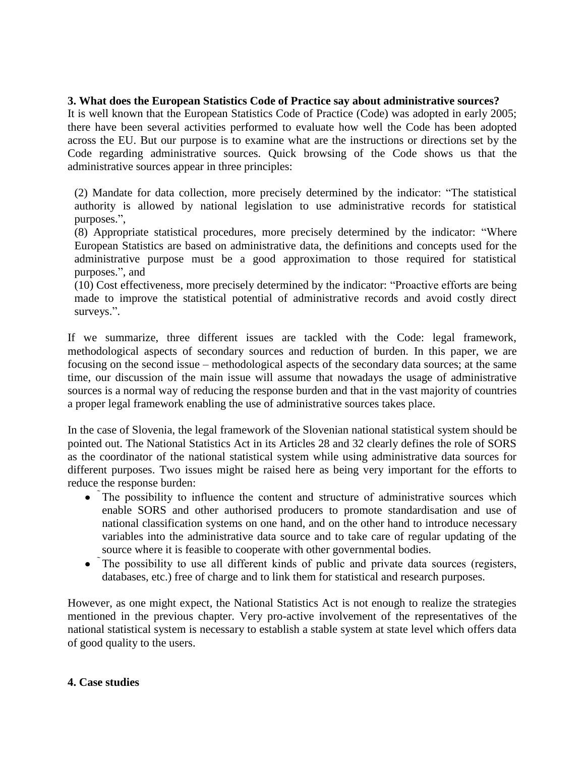### 3. What does the European Statistics Code of Practice say about administrative sources?

It is well known that the European Statistics Code of Practice (Code) was adopted in early 2005; there have been several activities performed to evaluate how well the Code has been adopted across the EU. But our purpose is to examine what are the instructions or directions set by the Code regarding administrative sources. Quick browsing of the Code shows us that the administrative sources appear in three principles:

(2) Mandate for data collection, more precisely determined by the indicator: "The statistical authority is allowed by national legislation to use administrative records for statistical purposes.",
(8) Appropriate statistical procedures, more precisely determined by the indicator: "Where European Statistics are based on administrative data, the definitions and concepts used for the administrative purpose must be a good approximation to those required for statistical purposes.", and
(10) Cost effectiveness, more precisely determined by the indicator: "Proactive efforts are being made to improve the statistical potential of administrative records and avoid costly direct surveys.".

If we summarize, three different issues are tackled with the Code: legal framework, methodological aspects of secondary sources and reduction of burden. In this paper, we are focusing on the second issue – methodological aspects of the secondary data sources; at the same time, our discussion of the main issue will assume that nowadays the usage of administrative sources is a normal way of reducing the response burden and that in the vast majority of countries a proper legal framework enabling the use of administrative sources takes place.

In the case of Slovenia, the legal framework of the Slovenian national statistical system should be pointed out. The National Statistics Act in its Articles 28 and 32 clearly defines the role of SORS as the coordinator of the national statistical system while using administrative data sources for different purposes. Two issues might be raised here as being very important for the efforts to reduce the response burden:

- The possibility to influence the content and structure of administrative sources which enable SORS and other authorised producers to promote standardisation and use of national classification systems on one hand, and on the other hand to introduce necessary variables into the administrative data source and to take care of regular updating of the source where it is feasible to cooperate with other governmental bodies.
- The possibility to use all different kinds of public and private data sources (registers, databases, etc.) free of charge and to link them for statistical and research purposes.

However, as one might expect, the National Statistics Act is not enough to realize the strategies mentioned in the previous chapter. Very pro-active involvement of the representatives of the national statistical system is necessary to establish a stable system at state level which offers data of good quality to the users.

### 4. Case studies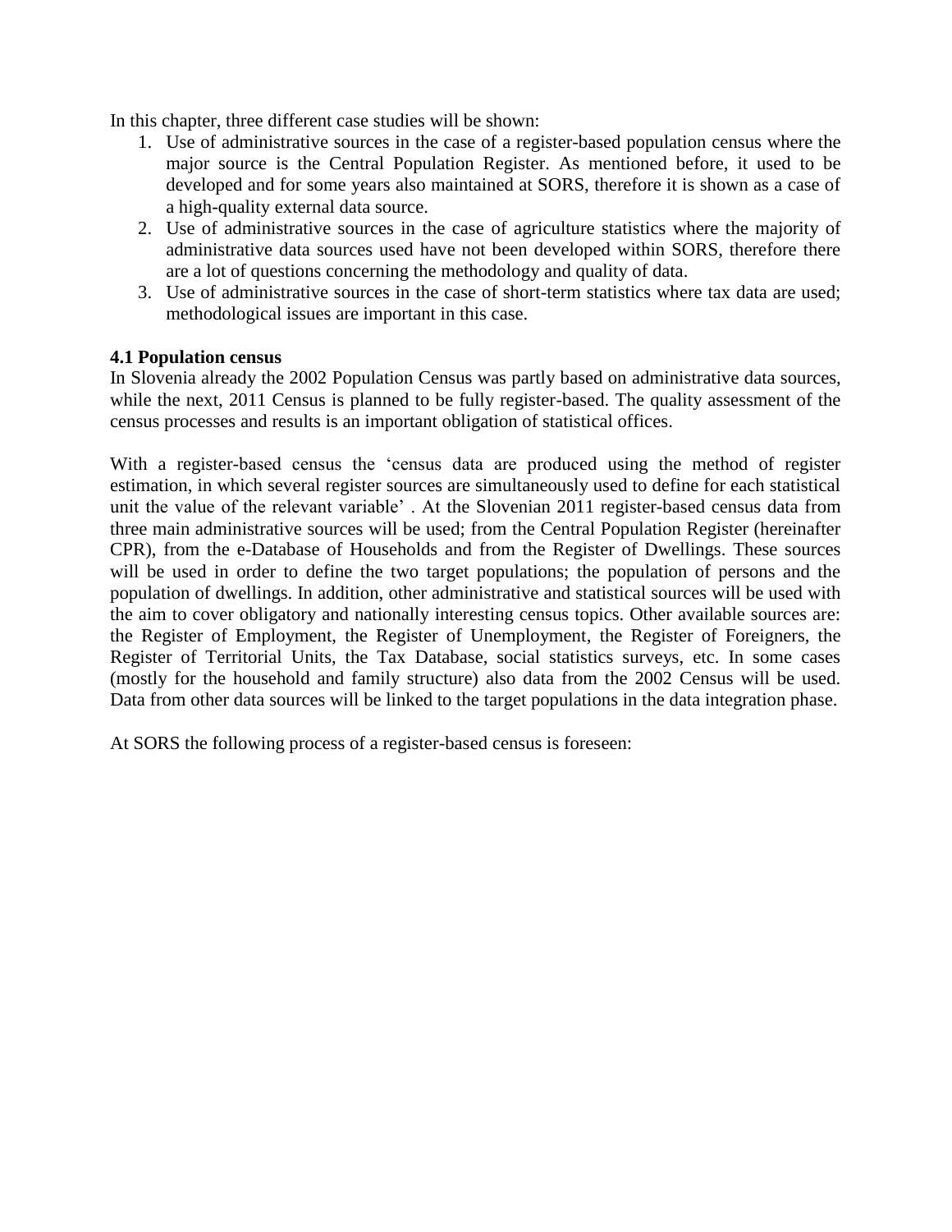In this chapter, three different case studies will be shown:

1. Use of administrative sources in the case of a register-based population census where the major source is the Central Population Register. As mentioned before, it used to be developed and for some years also maintained at SORS, therefore it is shown as a case of a high-quality external data source.
2. Use of administrative sources in the case of agriculture statistics where the majority of administrative data sources used have not been developed within SORS, therefore there are a lot of questions concerning the methodology and quality of data.
3. Use of administrative sources in the case of short-term statistics where tax data are used; methodological issues are important in this case.

**4.1 Population census**

In Slovenia already the 2002 Population Census was partly based on administrative data sources, while the next, 2011 Census is planned to be fully register-based. The quality assessment of the census processes and results is an important obligation of statistical offices.

With a register-based census the 'census data are produced using the method of register estimation, in which several register sources are simultaneously used to define for each statistical unit the value of the relevant variable' . At the Slovenian 2011 register-based census data from three main administrative sources will be used; from the Central Population Register (hereinafter CPR), from the e-Database of Households and from the Register of Dwellings. These sources will be used in order to define the two target populations; the population of persons and the population of dwellings. In addition, other administrative and statistical sources will be used with the aim to cover obligatory and nationally interesting census topics. Other available sources are: the Register of Employment, the Register of Unemployment, the Register of Foreigners, the Register of Territorial Units, the Tax Database, social statistics surveys, etc. In some cases (mostly for the household and family structure) also data from the 2002 Census will be used. Data from other data sources will be linked to the target populations in the data integration phase.

At SORS the following process of a register-based census is foreseen: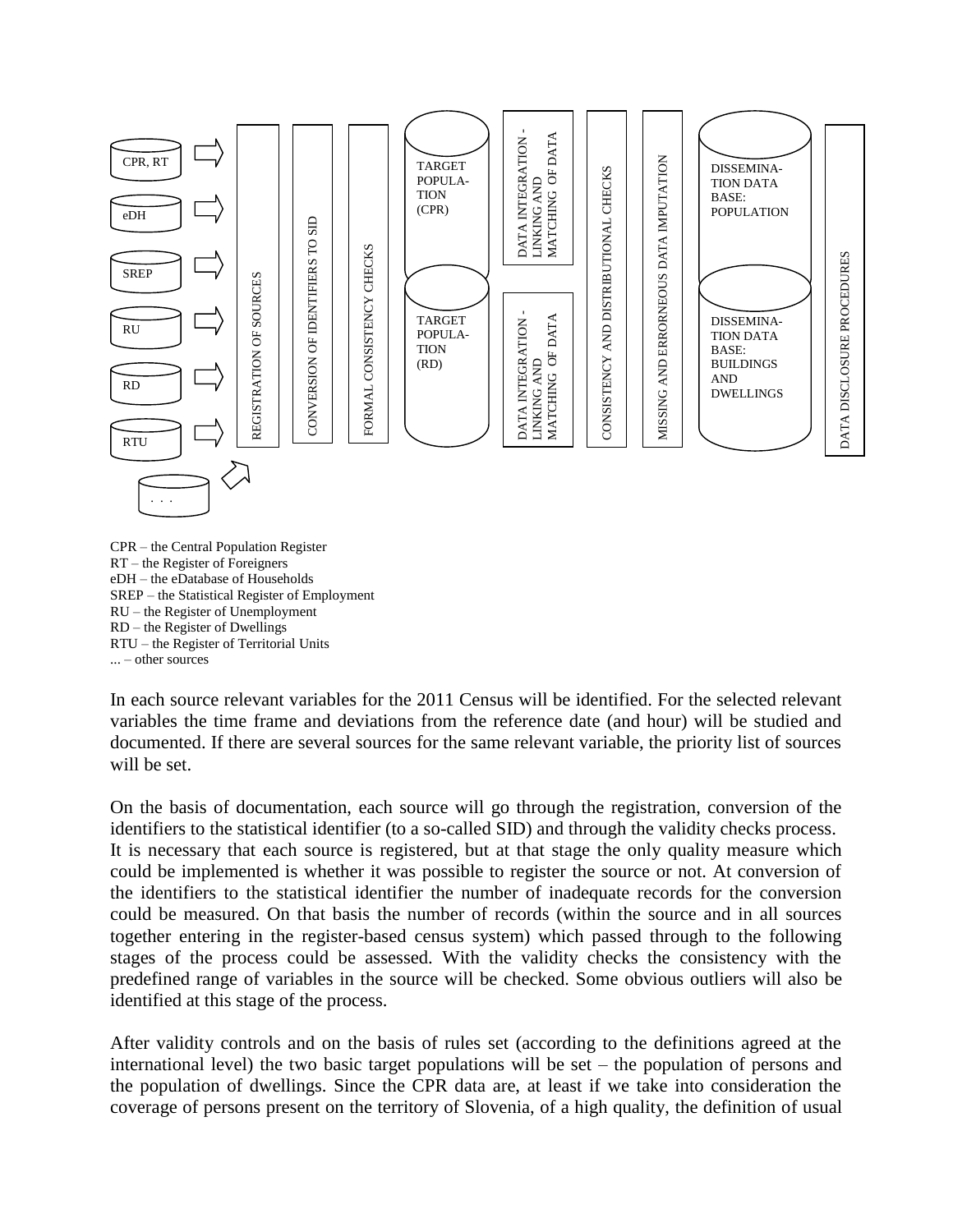CPR, RT

eDH

SREP

RU

RD

RTU

. . .

REGISTRATION OF SOURCES

CONVERSION OF IDENTIFIERS TO SID

FORMAL CONSISTENCY CHECKS

TARGET POPULATION (CPR)

TARGET POPULATION (RD)

DATA INTEGRATION - LINKING AND MATCHING OF DATA

DATA INTEGRATION - LINKING AND MATCHING OF DATA

CONSISTENCY AND DISTRIBUTIONAL CHECKS

MISSING AND ERRORNEOUS DATA IMPUTATION

DISSEMINATION DATA BASE: POPULATION

DISSEMINATION DATA BASE: BUILDINGS AND DWELLINGS

DATA DISCLOSURE PROCEDURES

CPR – the Central Population Register
RT – the Register of Foreigners
eDH – the eDatabase of Households
SREP – the Statistical Register of Employment
RU – the Register of Unemployment
RD – the Register of Dwellings
RTU – the Register of Territorial Units
... – other sources

In each source relevant variables for the 2011 Census will be identified. For the selected relevant variables the time frame and deviations from the reference date (and hour) will be studied and documented. If there are several sources for the same relevant variable, the priority list of sources will be set.

On the basis of documentation, each source will go through the registration, conversion of the identifiers to the statistical identifier (to a so-called SID) and through the validity checks process. It is necessary that each source is registered, but at that stage the only quality measure which could be implemented is whether it was possible to register the source or not. At conversion of the identifiers to the statistical identifier the number of inadequate records for the conversion could be measured. On that basis the number of records (within the source and in all sources together entering in the register-based census system) which passed through to the following stages of the process could be assessed. With the validity checks the consistency with the predefined range of variables in the source will be checked. Some obvious outliers will also be identified at this stage of the process.

After validity controls and on the basis of rules set (according to the definitions agreed at the international level) the two basic target populations will be set – the population of persons and the population of dwellings. Since the CPR data are, at least if we take into consideration the coverage of persons present on the territory of Slovenia, of a high quality, the definition of usual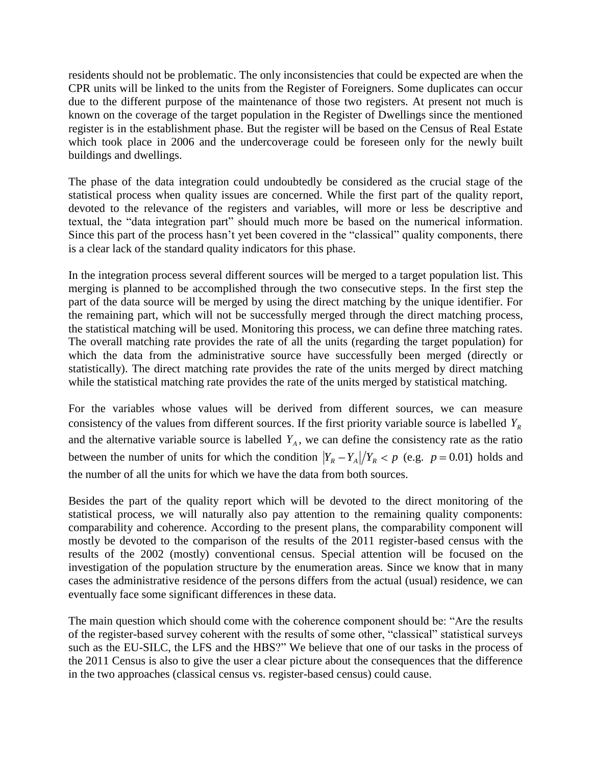residents should not be problematic. The only inconsistencies that could be expected are when the CPR units will be linked to the units from the Register of Foreigners. Some duplicates can occur due to the different purpose of the maintenance of those two registers. At present not much is known on the coverage of the target population in the Register of Dwellings since the mentioned register is in the establishment phase. But the register will be based on the Census of Real Estate which took place in 2006 and the undercoverage could be foreseen only for the newly built buildings and dwellings.

The phase of the data integration could undoubtedly be considered as the crucial stage of the statistical process when quality issues are concerned. While the first part of the quality report, devoted to the relevance of the registers and variables, will more or less be descriptive and textual, the "data integration part" should much more be based on the numerical information. Since this part of the process hasn't yet been covered in the "classical" quality components, there is a clear lack of the standard quality indicators for this phase.

In the integration process several different sources will be merged to a target population list. This merging is planned to be accomplished through the two consecutive steps. In the first step the part of the data source will be merged by using the direct matching by the unique identifier. For the remaining part, which will not be successfully merged through the direct matching process, the statistical matching will be used. Monitoring this process, we can define three matching rates. The overall matching rate provides the rate of all the units (regarding the target population) for which the data from the administrative source have successfully been merged (directly or statistically). The direct matching rate provides the rate of the units merged by direct matching while the statistical matching rate provides the rate of the units merged by statistical matching.

For the variables whose values will be derived from different sources, we can measure consistency of the values from different sources. If the first priority variable source is labelled $Y_R$ and the alternative variable source is labelled $Y_A$, we can define the consistency rate as the ratio between the number of units for which the condition $|Y_R - Y_A|/Y_R < p$ (e.g. $p = 0.01$) holds and the number of all the units for which we have the data from both sources.

Besides the part of the quality report which will be devoted to the direct monitoring of the statistical process, we will naturally also pay attention to the remaining quality components: comparability and coherence. According to the present plans, the comparability component will mostly be devoted to the comparison of the results of the 2011 register-based census with the results of the 2002 (mostly) conventional census. Special attention will be focused on the investigation of the population structure by the enumeration areas. Since we know that in many cases the administrative residence of the persons differs from the actual (usual) residence, we can eventually face some significant differences in these data.

The main question which should come with the coherence component should be: "Are the results of the register-based survey coherent with the results of some other, "classical" statistical surveys such as the EU-SILC, the LFS and the HBS?" We believe that one of our tasks in the process of the 2011 Census is also to give the user a clear picture about the consequences that the difference in the two approaches (classical census vs. register-based census) could cause.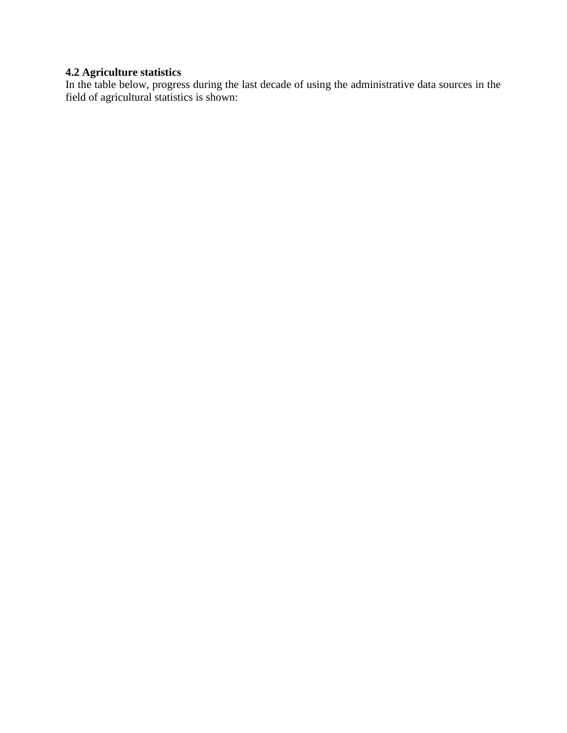**4.2 Agriculture statistics**

In the table below, progress during the last decade of using the administrative data sources in the field of agricultural statistics is shown: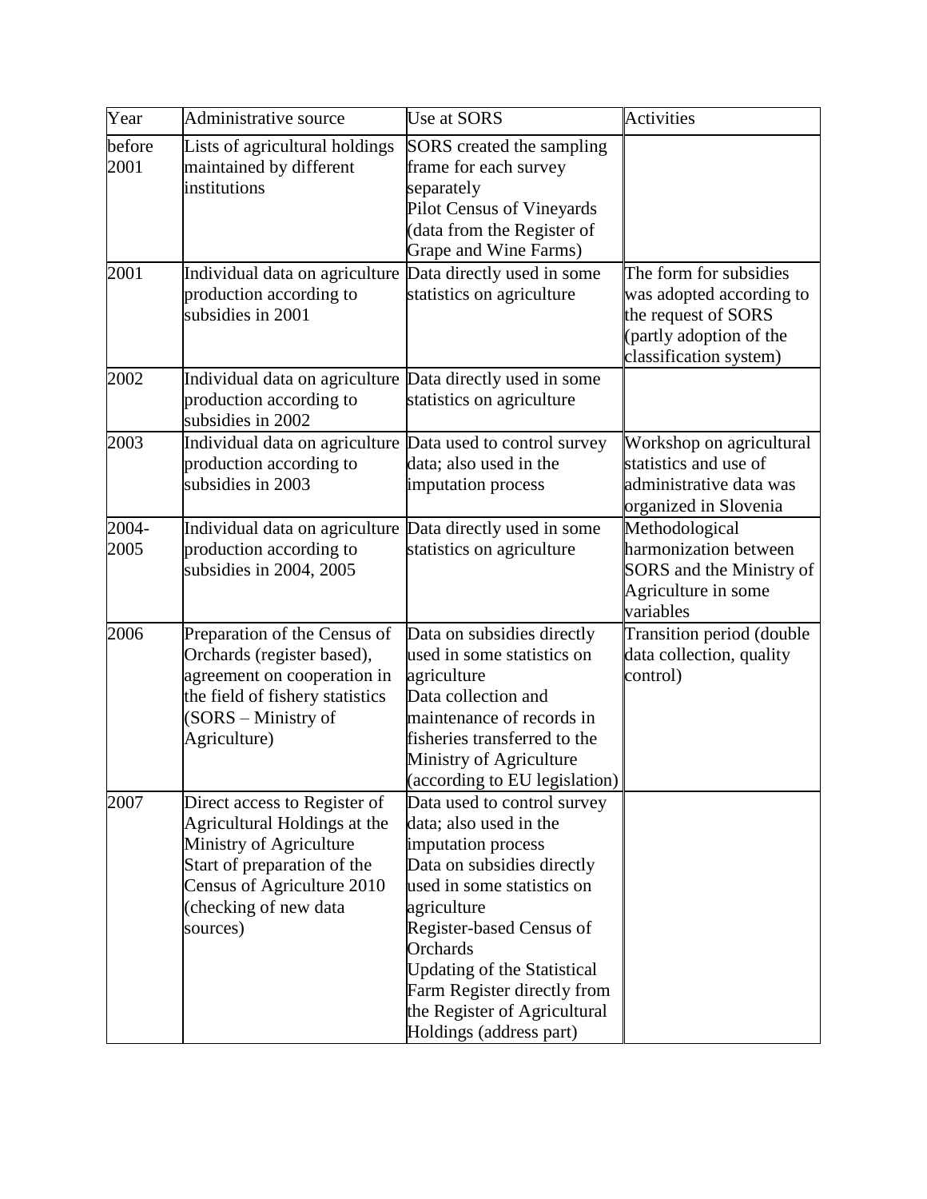| Year | Administrative source | Use at SORS | Activities |
|---|---|---|---|
| before 2001 | Lists of agricultural holdings maintained by different institutions | SORS created the sampling frame for each survey separately<br>Pilot Census of Vineyards (data from the Register of Grape and Wine Farms) | |
| 2001 | Individual data on agriculture production according to subsidies in 2001 | Data directly used in some statistics on agriculture | The form for subsidies was adopted according to the request of SORS (partly adoption of the classification system) |
| 2002 | Individual data on agriculture production according to subsidies in 2002 | Data directly used in some statistics on agriculture | |
| 2003 | Individual data on agriculture production according to subsidies in 2003 | Data used to control survey data; also used in the imputation process | Workshop on agricultural statistics and use of administrative data was organized in Slovenia |
| 2004-2005 | Individual data on agriculture production according to subsidies in 2004, 2005 | Data directly used in some statistics on agriculture | Methodological harmonization between SORS and the Ministry of Agriculture in some variables |
| 2006 | Preparation of the Census of Orchards (register based), agreement on cooperation in the field of fishery statistics (SORS – Ministry of Agriculture) | Data on subsidies directly used in some statistics on agriculture<br>Data collection and maintenance of records in fisheries transferred to the Ministry of Agriculture (according to EU legislation) | Transition period (double data collection, quality control) |
| 2007 | Direct access to Register of Agricultural Holdings at the Ministry of Agriculture<br>Start of preparation of the Census of Agriculture 2010 (checking of new data sources) | Data used to control survey data; also used in the imputation process<br>Data on subsidies directly used in some statistics on agriculture<br>Register-based Census of Orchards<br>Updating of the Statistical Farm Register directly from the Register of Agricultural Holdings (address part) | |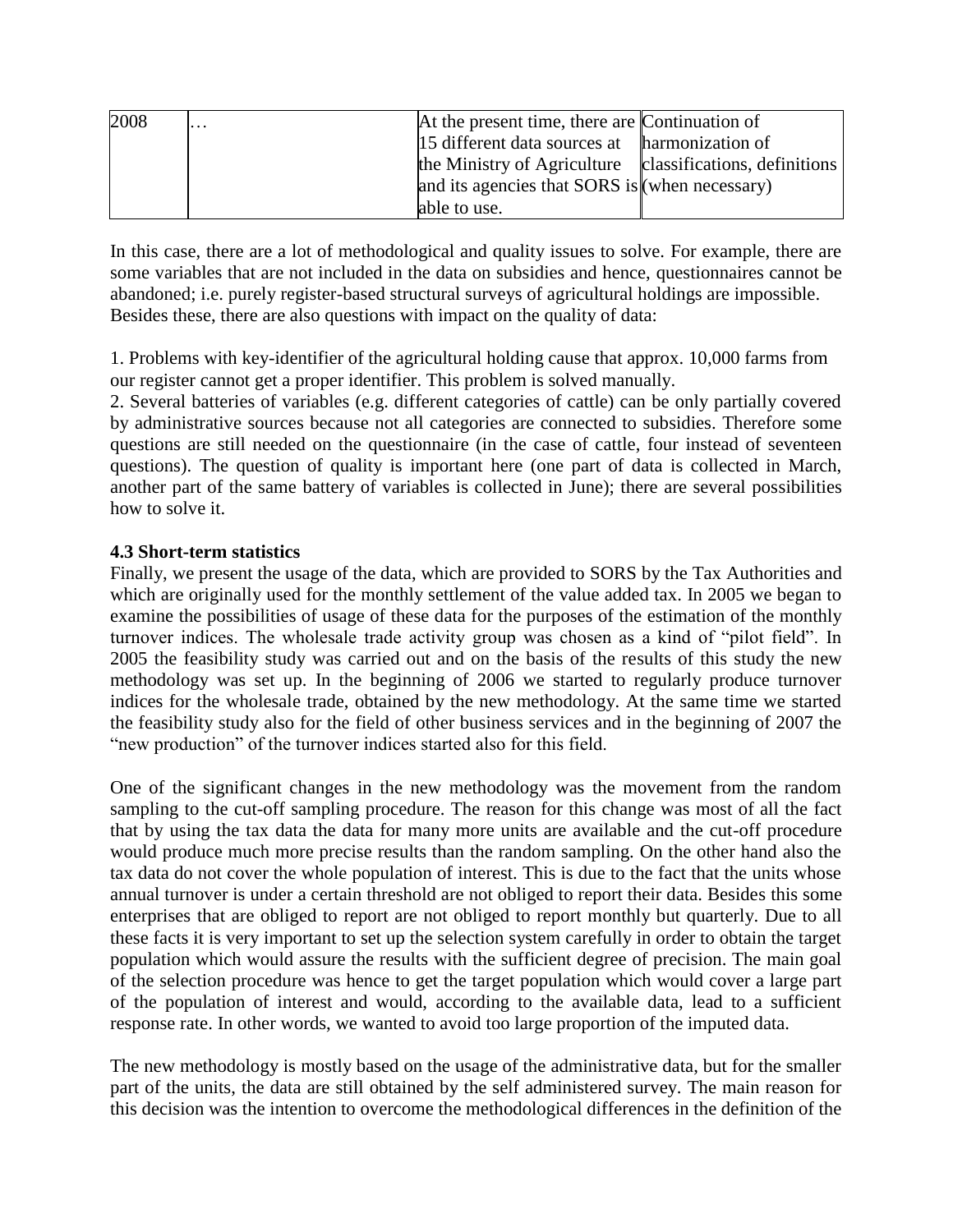| 2008 | … | At the present time, there are 15 different data sources at the Ministry of Agriculture and its agencies that SORS is able to use. | Continuation of harmonization of classifications, definitions (when necessary) |
|---|---|---|---|

In this case, there are a lot of methodological and quality issues to solve. For example, there are some variables that are not included in the data on subsidies and hence, questionnaires cannot be abandoned; i.e. purely register-based structural surveys of agricultural holdings are impossible. Besides these, there are also questions with impact on the quality of data:

1. Problems with key-identifier of the agricultural holding cause that approx. 10,000 farms from our register cannot get a proper identifier. This problem is solved manually.
2. Several batteries of variables (e.g. different categories of cattle) can be only partially covered by administrative sources because not all categories are connected to subsidies. Therefore some questions are still needed on the questionnaire (in the case of cattle, four instead of seventeen questions). The question of quality is important here (one part of data is collected in March, another part of the same battery of variables is collected in June); there are several possibilities how to solve it.

### 4.3 Short-term statistics

Finally, we present the usage of the data, which are provided to SORS by the Tax Authorities and which are originally used for the monthly settlement of the value added tax. In 2005 we began to examine the possibilities of usage of these data for the purposes of the estimation of the monthly turnover indices. The wholesale trade activity group was chosen as a kind of "pilot field". In 2005 the feasibility study was carried out and on the basis of the results of this study the new methodology was set up. In the beginning of 2006 we started to regularly produce turnover indices for the wholesale trade, obtained by the new methodology. At the same time we started the feasibility study also for the field of other business services and in the beginning of 2007 the "new production" of the turnover indices started also for this field.

One of the significant changes in the new methodology was the movement from the random sampling to the cut-off sampling procedure. The reason for this change was most of all the fact that by using the tax data the data for many more units are available and the cut-off procedure would produce much more precise results than the random sampling. On the other hand also the tax data do not cover the whole population of interest. This is due to the fact that the units whose annual turnover is under a certain threshold are not obliged to report their data. Besides this some enterprises that are obliged to report are not obliged to report monthly but quarterly. Due to all these facts it is very important to set up the selection system carefully in order to obtain the target population which would assure the results with the sufficient degree of precision. The main goal of the selection procedure was hence to get the target population which would cover a large part of the population of interest and would, according to the available data, lead to a sufficient response rate. In other words, we wanted to avoid too large proportion of the imputed data.

The new methodology is mostly based on the usage of the administrative data, but for the smaller part of the units, the data are still obtained by the self administered survey. The main reason for this decision was the intention to overcome the methodological differences in the definition of the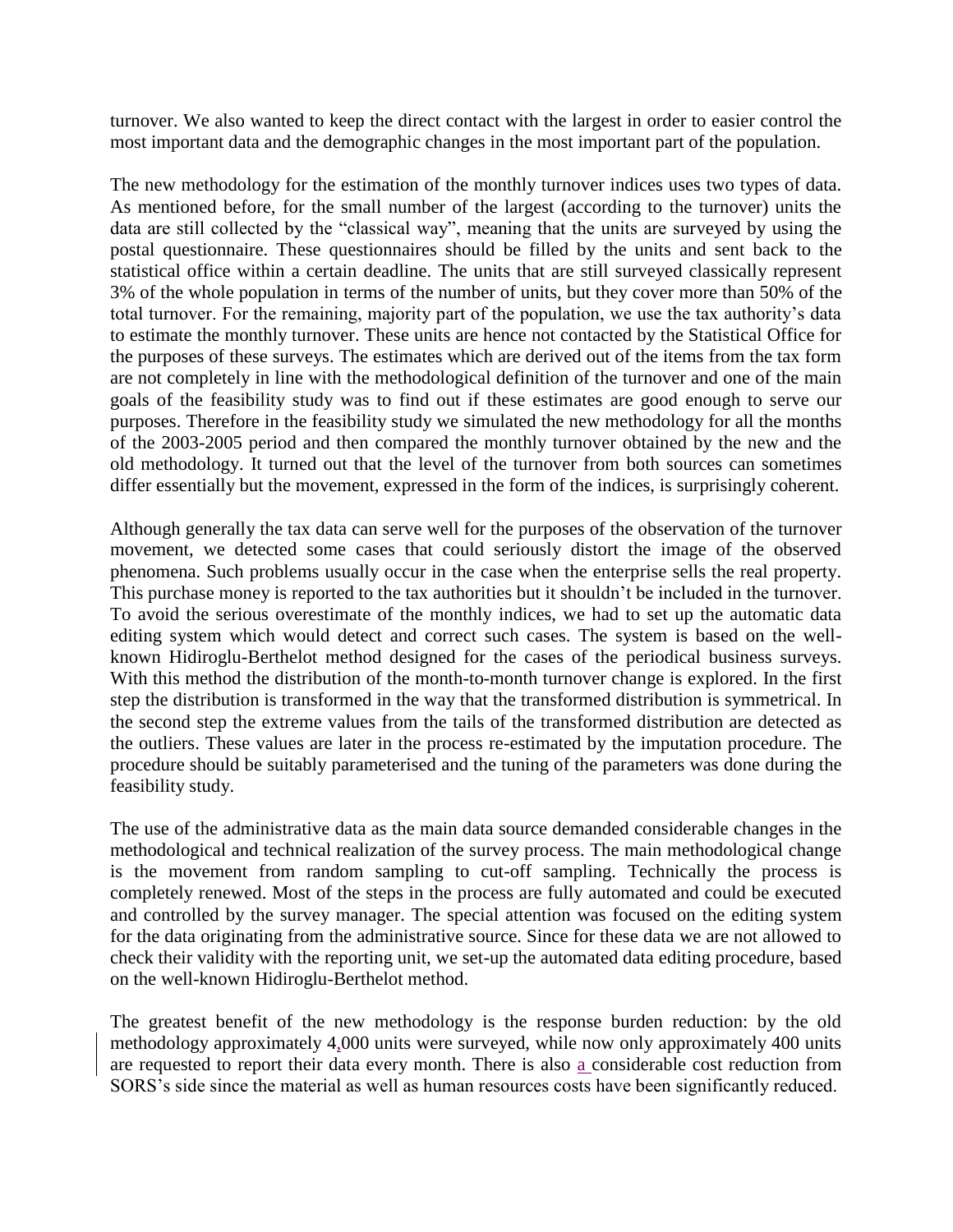turnover. We also wanted to keep the direct contact with the largest in order to easier control the most important data and the demographic changes in the most important part of the population.

The new methodology for the estimation of the monthly turnover indices uses two types of data. As mentioned before, for the small number of the largest (according to the turnover) units the data are still collected by the "classical way", meaning that the units are surveyed by using the postal questionnaire. These questionnaires should be filled by the units and sent back to the statistical office within a certain deadline. The units that are still surveyed classically represent 3% of the whole population in terms of the number of units, but they cover more than 50% of the total turnover. For the remaining, majority part of the population, we use the tax authority's data to estimate the monthly turnover. These units are hence not contacted by the Statistical Office for the purposes of these surveys. The estimates which are derived out of the items from the tax form are not completely in line with the methodological definition of the turnover and one of the main goals of the feasibility study was to find out if these estimates are good enough to serve our purposes. Therefore in the feasibility study we simulated the new methodology for all the months of the 2003-2005 period and then compared the monthly turnover obtained by the new and the old methodology. It turned out that the level of the turnover from both sources can sometimes differ essentially but the movement, expressed in the form of the indices, is surprisingly coherent.

Although generally the tax data can serve well for the purposes of the observation of the turnover movement, we detected some cases that could seriously distort the image of the observed phenomena. Such problems usually occur in the case when the enterprise sells the real property. This purchase money is reported to the tax authorities but it shouldn't be included in the turnover. To avoid the serious overestimate of the monthly indices, we had to set up the automatic data editing system which would detect and correct such cases. The system is based on the well-known Hidiroglu-Berthelot method designed for the cases of the periodical business surveys. With this method the distribution of the month-to-month turnover change is explored. In the first step the distribution is transformed in the way that the transformed distribution is symmetrical. In the second step the extreme values from the tails of the transformed distribution are detected as the outliers. These values are later in the process re-estimated by the imputation procedure. The procedure should be suitably parameterised and the tuning of the parameters was done during the feasibility study.

The use of the administrative data as the main data source demanded considerable changes in the methodological and technical realization of the survey process. The main methodological change is the movement from random sampling to cut-off sampling. Technically the process is completely renewed. Most of the steps in the process are fully automated and could be executed and controlled by the survey manager. The special attention was focused on the editing system for the data originating from the administrative source. Since for these data we are not allowed to check their validity with the reporting unit, we set-up the automated data editing procedure, based on the well-known Hidiroglu-Berthelot method.

The greatest benefit of the new methodology is the response burden reduction: by the old methodology approximately 4,000 units were surveyed, while now only approximately 400 units are requested to report their data every month. There is also a considerable cost reduction from SORS's side since the material as well as human resources costs have been significantly reduced.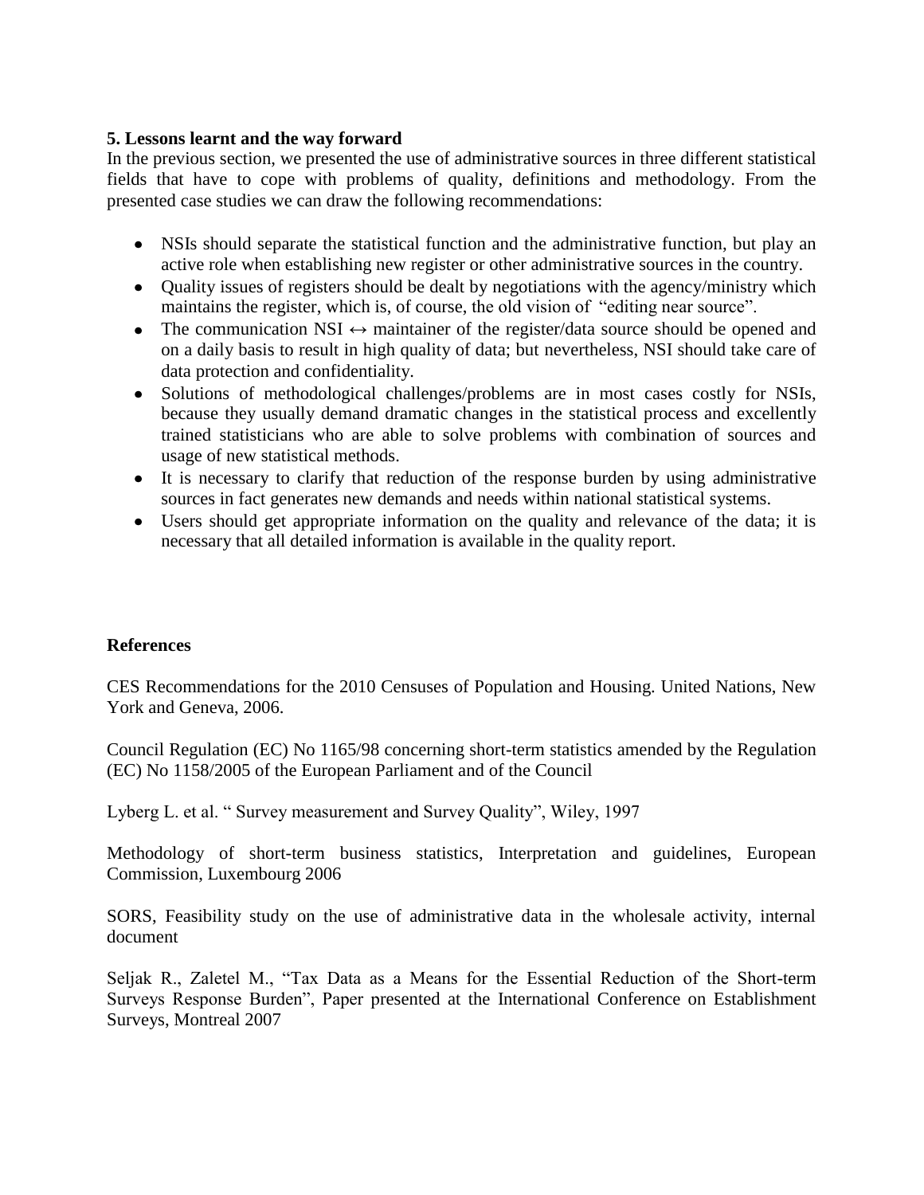### 5. Lessons learnt and the way forward

In the previous section, we presented the use of administrative sources in three different statistical fields that have to cope with problems of quality, definitions and methodology. From the presented case studies we can draw the following recommendations:

- NSIs should separate the statistical function and the administrative function, but play an active role when establishing new register or other administrative sources in the country.
- Quality issues of registers should be dealt by negotiations with the agency/ministry which maintains the register, which is, of course, the old vision of "editing near source".
- The communication NSI ↔ maintainer of the register/data source should be opened and on a daily basis to result in high quality of data; but nevertheless, NSI should take care of data protection and confidentiality.
- Solutions of methodological challenges/problems are in most cases costly for NSIs, because they usually demand dramatic changes in the statistical process and excellently trained statisticians who are able to solve problems with combination of sources and usage of new statistical methods.
- It is necessary to clarify that reduction of the response burden by using administrative sources in fact generates new demands and needs within national statistical systems.
- Users should get appropriate information on the quality and relevance of the data; it is necessary that all detailed information is available in the quality report.

### References

CES Recommendations for the 2010 Censuses of Population and Housing. United Nations, New York and Geneva, 2006.

Council Regulation (EC) No 1165/98 concerning short-term statistics amended by the Regulation (EC) No 1158/2005 of the European Parliament and of the Council

Lyberg L. et al. " Survey measurement and Survey Quality", Wiley, 1997

Methodology of short-term business statistics, Interpretation and guidelines, European Commission, Luxembourg 2006

SORS, Feasibility study on the use of administrative data in the wholesale activity, internal document

Seljak R., Zaletel M., "Tax Data as a Means for the Essential Reduction of the Short-term Surveys Response Burden", Paper presented at the International Conference on Establishment Surveys, Montreal 2007